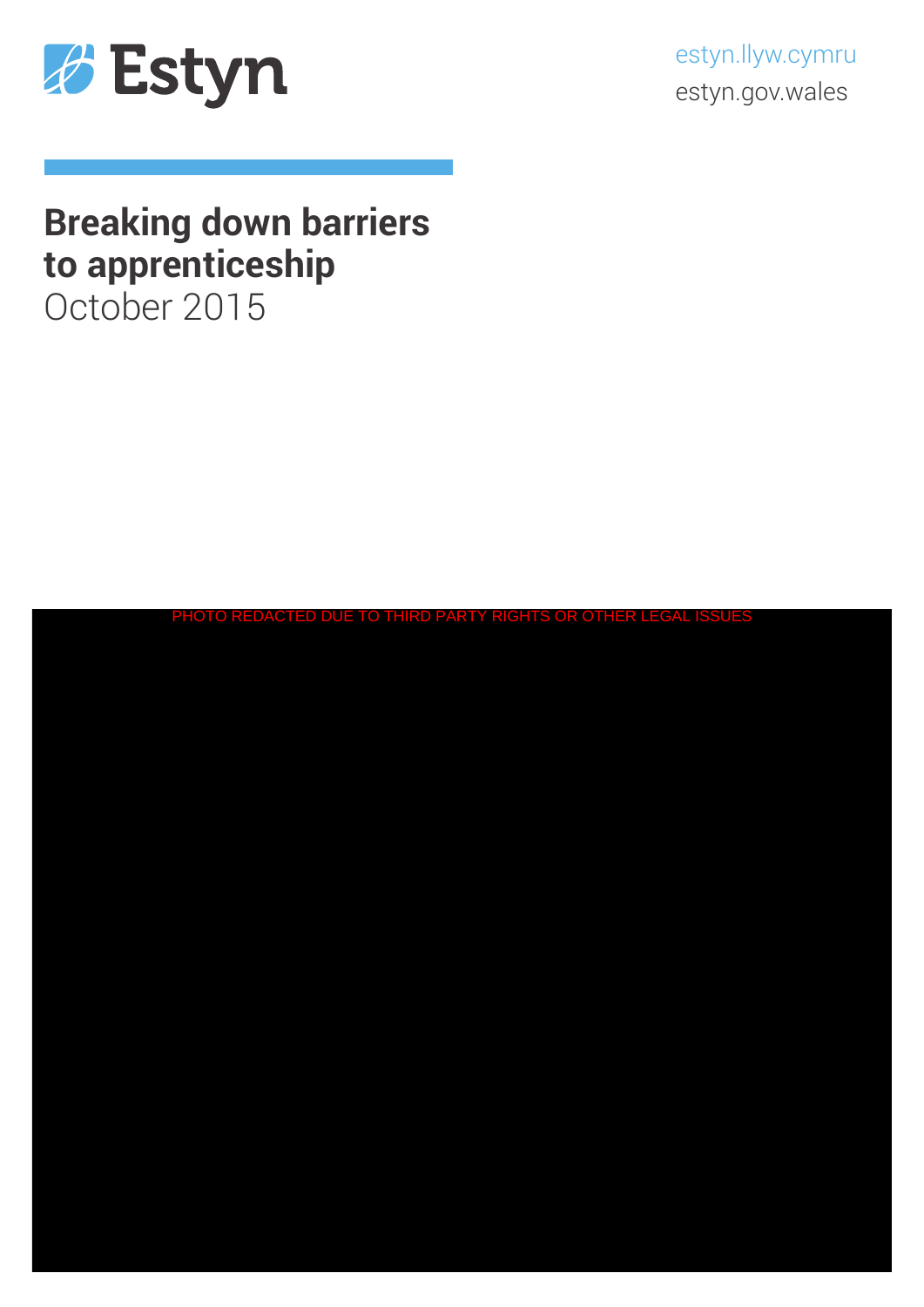Estyn

estyn.llyw.cymru
estyn.gov.wales

# Breaking down barriers to apprenticeship

October 2015

PHOTO REDACTED DUE TO THIRD PARTY RIGHTS OR OTHER LEGAL ISSUES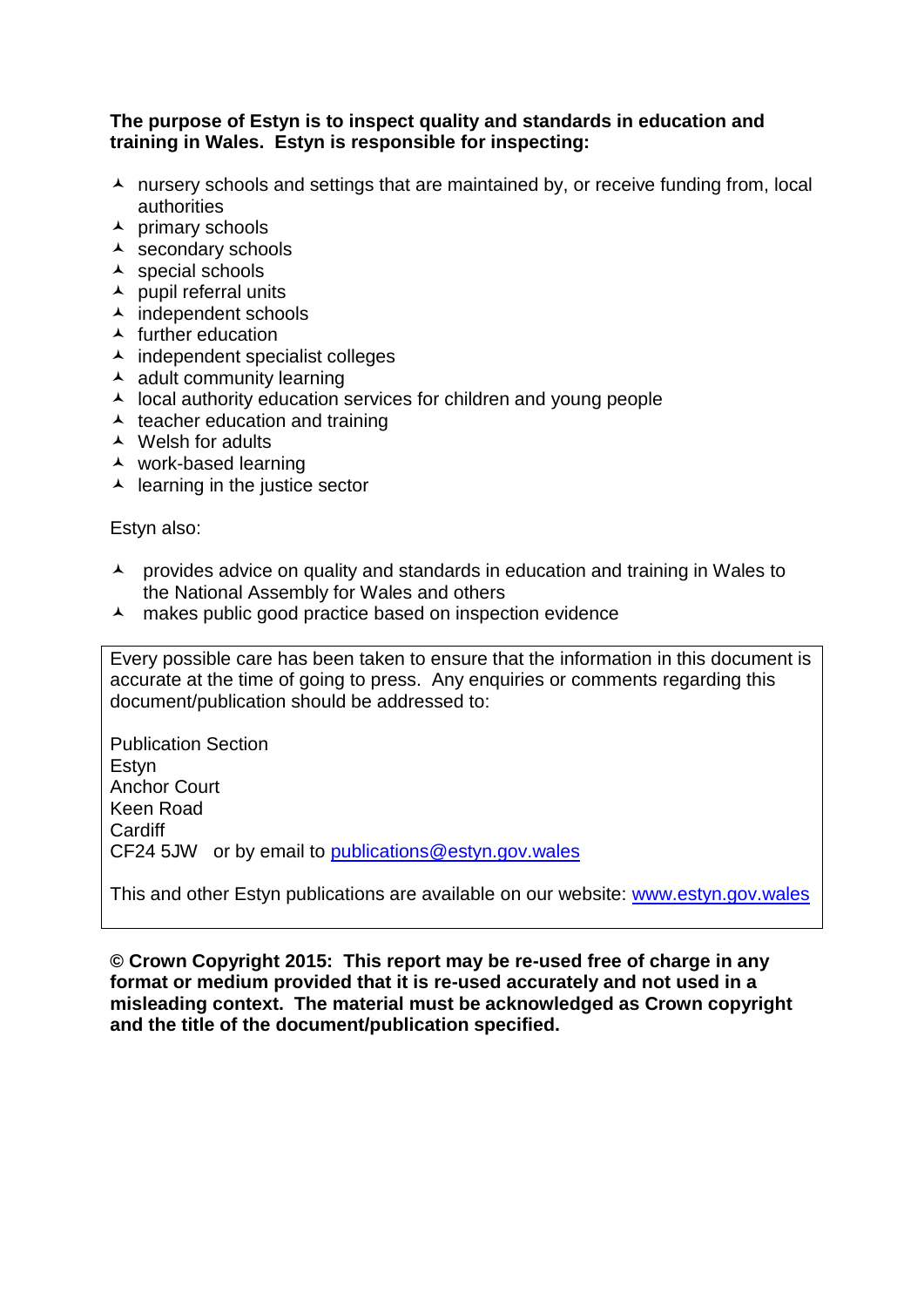**The purpose of Estyn is to inspect quality and standards in education and training in Wales. Estyn is responsible for inspecting:**

- nursery schools and settings that are maintained by, or receive funding from, local authorities
- primary schools
- secondary schools
- special schools
- pupil referral units
- independent schools
- further education
- independent specialist colleges
- adult community learning
- local authority education services for children and young people
- teacher education and training
- Welsh for adults
- work-based learning
- learning in the justice sector

Estyn also:

- provides advice on quality and standards in education and training in Wales to the National Assembly for Wales and others
- makes public good practice based on inspection evidence

Every possible care has been taken to ensure that the information in this document is accurate at the time of going to press. Any enquiries or comments regarding this document/publication should be addressed to:

Publication Section
Estyn
Anchor Court
Keen Road
Cardiff
CF24 5JW or by email to publications@estyn.gov.wales

This and other Estyn publications are available on our website: www.estyn.gov.wales

**© Crown Copyright 2015: This report may be re-used free of charge in any format or medium provided that it is re-used accurately and not used in a misleading context. The material must be acknowledged as Crown copyright and the title of the document/publication specified.**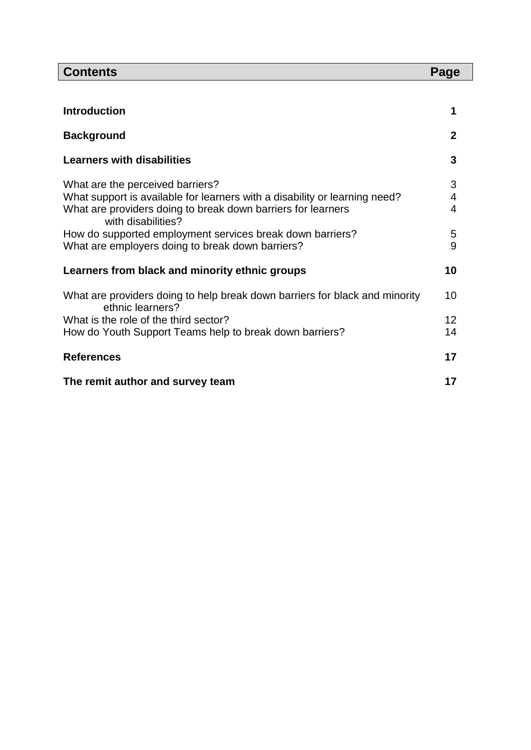| Contents | Page |
|---|---|
| **Introduction** | **1** |
| **Background** | **2** |
| **Learners with disabilities** | **3** |
| What are the perceived barriers? | 3 |
| What support is available for learners with a disability or learning need? | 4 |
| What are providers doing to break down barriers for learners with disabilities? | 4 |
| How do supported employment services break down barriers? | 5 |
| What are employers doing to break down barriers? | 9 |
| **Learners from black and minority ethnic groups** | **10** |
| What are providers doing to help break down barriers for black and minority ethnic learners? | 10 |
| What is the role of the third sector? | 12 |
| How do Youth Support Teams help to break down barriers? | 14 |
| **References** | **17** |
| **The remit author and survey team** | **17** |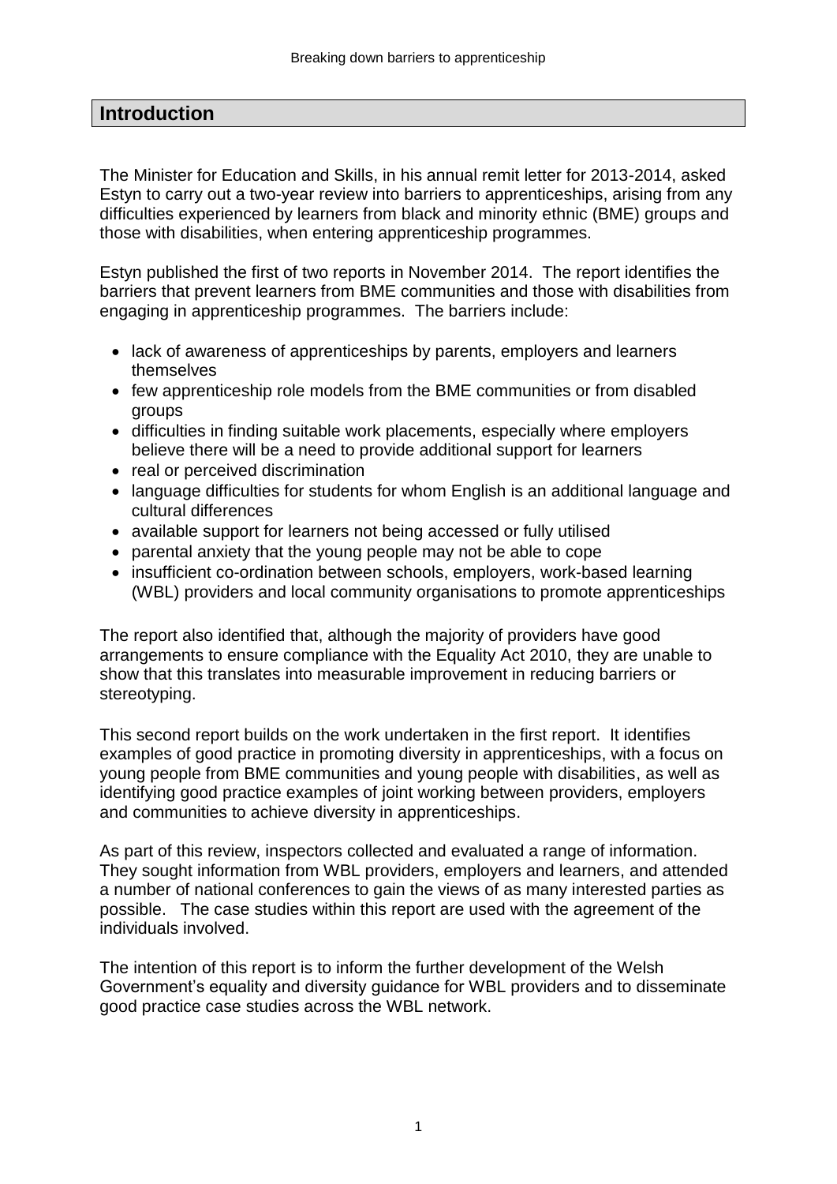## Introduction

The Minister for Education and Skills, in his annual remit letter for 2013-2014, asked Estyn to carry out a two-year review into barriers to apprenticeships, arising from any difficulties experienced by learners from black and minority ethnic (BME) groups and those with disabilities, when entering apprenticeship programmes.

Estyn published the first of two reports in November 2014. The report identifies the barriers that prevent learners from BME communities and those with disabilities from engaging in apprenticeship programmes. The barriers include:

- lack of awareness of apprenticeships by parents, employers and learners themselves
- few apprenticeship role models from the BME communities or from disabled groups
- difficulties in finding suitable work placements, especially where employers believe there will be a need to provide additional support for learners
- real or perceived discrimination
- language difficulties for students for whom English is an additional language and cultural differences
- available support for learners not being accessed or fully utilised
- parental anxiety that the young people may not be able to cope
- insufficient co-ordination between schools, employers, work-based learning (WBL) providers and local community organisations to promote apprenticeships

The report also identified that, although the majority of providers have good arrangements to ensure compliance with the Equality Act 2010, they are unable to show that this translates into measurable improvement in reducing barriers or stereotyping.

This second report builds on the work undertaken in the first report. It identifies examples of good practice in promoting diversity in apprenticeships, with a focus on young people from BME communities and young people with disabilities, as well as identifying good practice examples of joint working between providers, employers and communities to achieve diversity in apprenticeships.

As part of this review, inspectors collected and evaluated a range of information. They sought information from WBL providers, employers and learners, and attended a number of national conferences to gain the views of as many interested parties as possible. The case studies within this report are used with the agreement of the individuals involved.

The intention of this report is to inform the further development of the Welsh Government's equality and diversity guidance for WBL providers and to disseminate good practice case studies across the WBL network.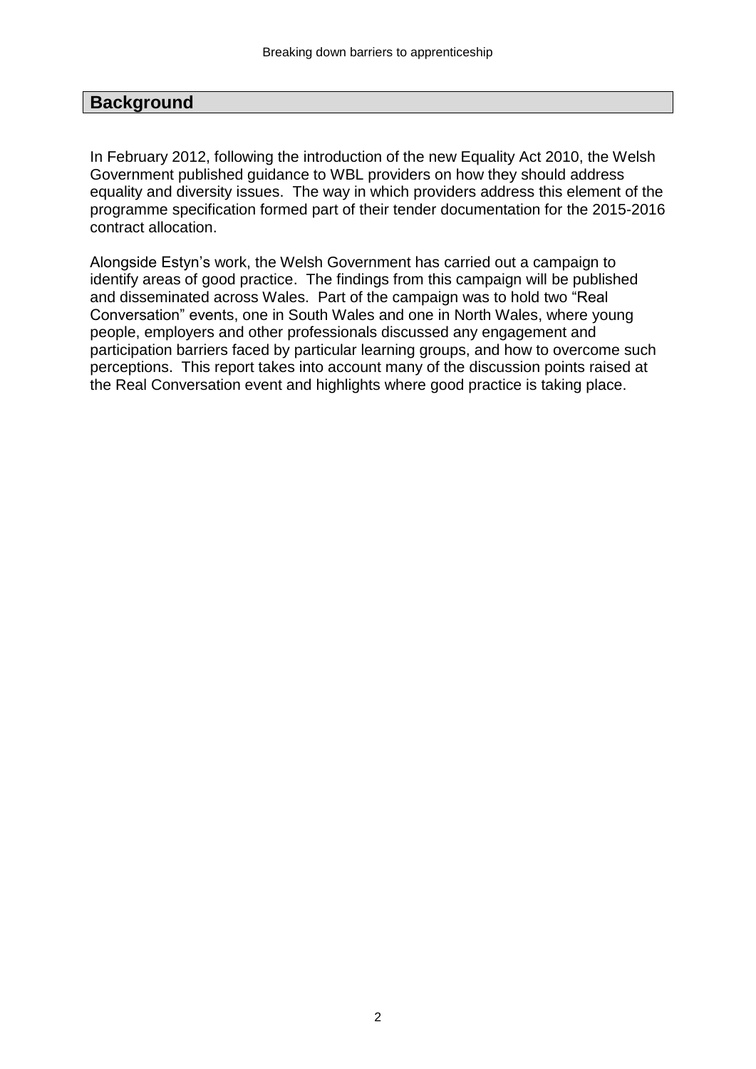## Background

In February 2012, following the introduction of the new Equality Act 2010, the Welsh Government published guidance to WBL providers on how they should address equality and diversity issues. The way in which providers address this element of the programme specification formed part of their tender documentation for the 2015-2016 contract allocation.

Alongside Estyn's work, the Welsh Government has carried out a campaign to identify areas of good practice. The findings from this campaign will be published and disseminated across Wales. Part of the campaign was to hold two "Real Conversation" events, one in South Wales and one in North Wales, where young people, employers and other professionals discussed any engagement and participation barriers faced by particular learning groups, and how to overcome such perceptions. This report takes into account many of the discussion points raised at the Real Conversation event and highlights where good practice is taking place.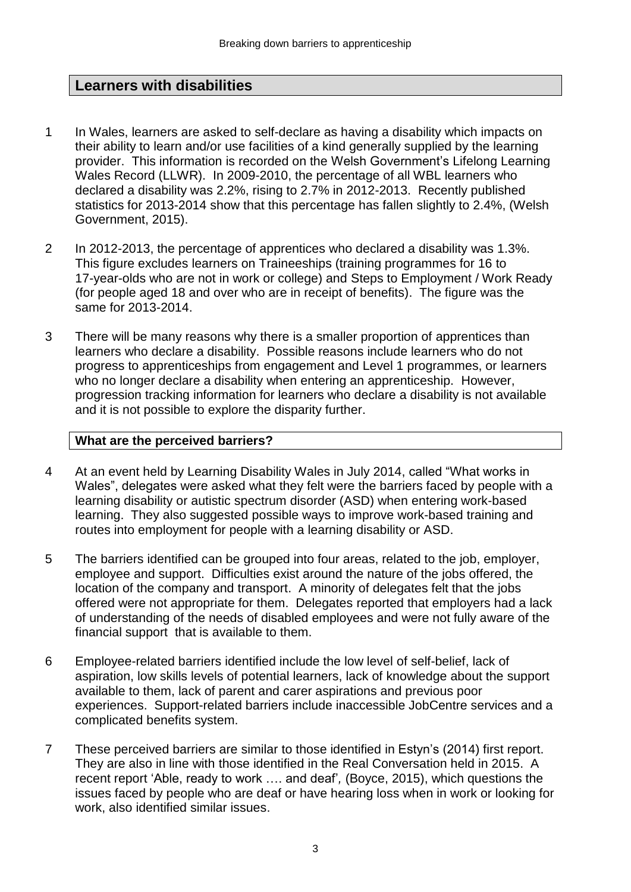## Learners with disabilities

1 In Wales, learners are asked to self-declare as having a disability which impacts on their ability to learn and/or use facilities of a kind generally supplied by the learning provider. This information is recorded on the Welsh Government's Lifelong Learning Wales Record (LLWR). In 2009-2010, the percentage of all WBL learners who declared a disability was 2.2%, rising to 2.7% in 2012-2013. Recently published statistics for 2013-2014 show that this percentage has fallen slightly to 2.4%, (Welsh Government, 2015).

2 In 2012-2013, the percentage of apprentices who declared a disability was 1.3%. This figure excludes learners on Traineeships (training programmes for 16 to 17-year-olds who are not in work or college) and Steps to Employment / Work Ready (for people aged 18 and over who are in receipt of benefits). The figure was the same for 2013-2014.

3 There will be many reasons why there is a smaller proportion of apprentices than learners who declare a disability. Possible reasons include learners who do not progress to apprenticeships from engagement and Level 1 programmes, or learners who no longer declare a disability when entering an apprenticeship. However, progression tracking information for learners who declare a disability is not available and it is not possible to explore the disparity further.

### What are the perceived barriers?

4 At an event held by Learning Disability Wales in July 2014, called "What works in Wales", delegates were asked what they felt were the barriers faced by people with a learning disability or autistic spectrum disorder (ASD) when entering work-based learning. They also suggested possible ways to improve work-based training and routes into employment for people with a learning disability or ASD.

5 The barriers identified can be grouped into four areas, related to the job, employer, employee and support. Difficulties exist around the nature of the jobs offered, the location of the company and transport. A minority of delegates felt that the jobs offered were not appropriate for them. Delegates reported that employers had a lack of understanding of the needs of disabled employees and were not fully aware of the financial support that is available to them.

6 Employee-related barriers identified include the low level of self-belief, lack of aspiration, low skills levels of potential learners, lack of knowledge about the support available to them, lack of parent and carer aspirations and previous poor experiences. Support-related barriers include inaccessible JobCentre services and a complicated benefits system.

7 These perceived barriers are similar to those identified in Estyn's (2014) first report. They are also in line with those identified in the Real Conversation held in 2015. A recent report 'Able, ready to work …. and deaf', (Boyce, 2015), which questions the issues faced by people who are deaf or have hearing loss when in work or looking for work, also identified similar issues.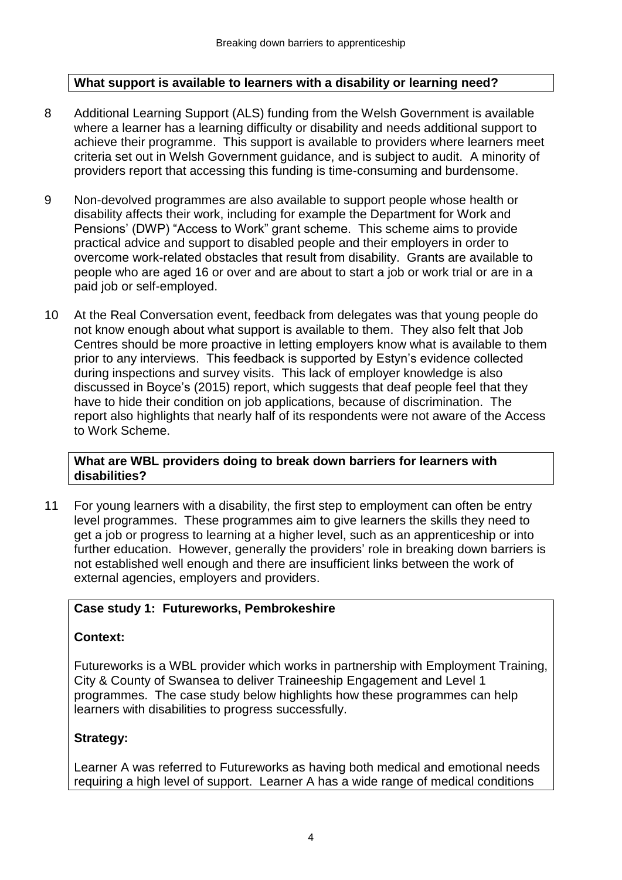**What support is available to learners with a disability or learning need?**

8 Additional Learning Support (ALS) funding from the Welsh Government is available where a learner has a learning difficulty or disability and needs additional support to achieve their programme. This support is available to providers where learners meet criteria set out in Welsh Government guidance, and is subject to audit. A minority of providers report that accessing this funding is time-consuming and burdensome.

9 Non-devolved programmes are also available to support people whose health or disability affects their work, including for example the Department for Work and Pensions' (DWP) "Access to Work" grant scheme. This scheme aims to provide practical advice and support to disabled people and their employers in order to overcome work-related obstacles that result from disability. Grants are available to people who are aged 16 or over and are about to start a job or work trial or are in a paid job or self-employed.

10 At the Real Conversation event, feedback from delegates was that young people do not know enough about what support is available to them. They also felt that Job Centres should be more proactive in letting employers know what is available to them prior to any interviews. This feedback is supported by Estyn's evidence collected during inspections and survey visits. This lack of employer knowledge is also discussed in Boyce's (2015) report, which suggests that deaf people feel that they have to hide their condition on job applications, because of discrimination. The report also highlights that nearly half of its respondents were not aware of the Access to Work Scheme.

**What are WBL providers doing to break down barriers for learners with disabilities?**

11 For young learners with a disability, the first step to employment can often be entry level programmes. These programmes aim to give learners the skills they need to get a job or progress to learning at a higher level, such as an apprenticeship or into further education. However, generally the providers' role in breaking down barriers is not established well enough and there are insufficient links between the work of external agencies, employers and providers.

**Case study 1: Futureworks, Pembrokeshire**

**Context:**

Futureworks is a WBL provider which works in partnership with Employment Training, City & County of Swansea to deliver Traineeship Engagement and Level 1 programmes. The case study below highlights how these programmes can help learners with disabilities to progress successfully.

**Strategy:**

Learner A was referred to Futureworks as having both medical and emotional needs requiring a high level of support. Learner A has a wide range of medical conditions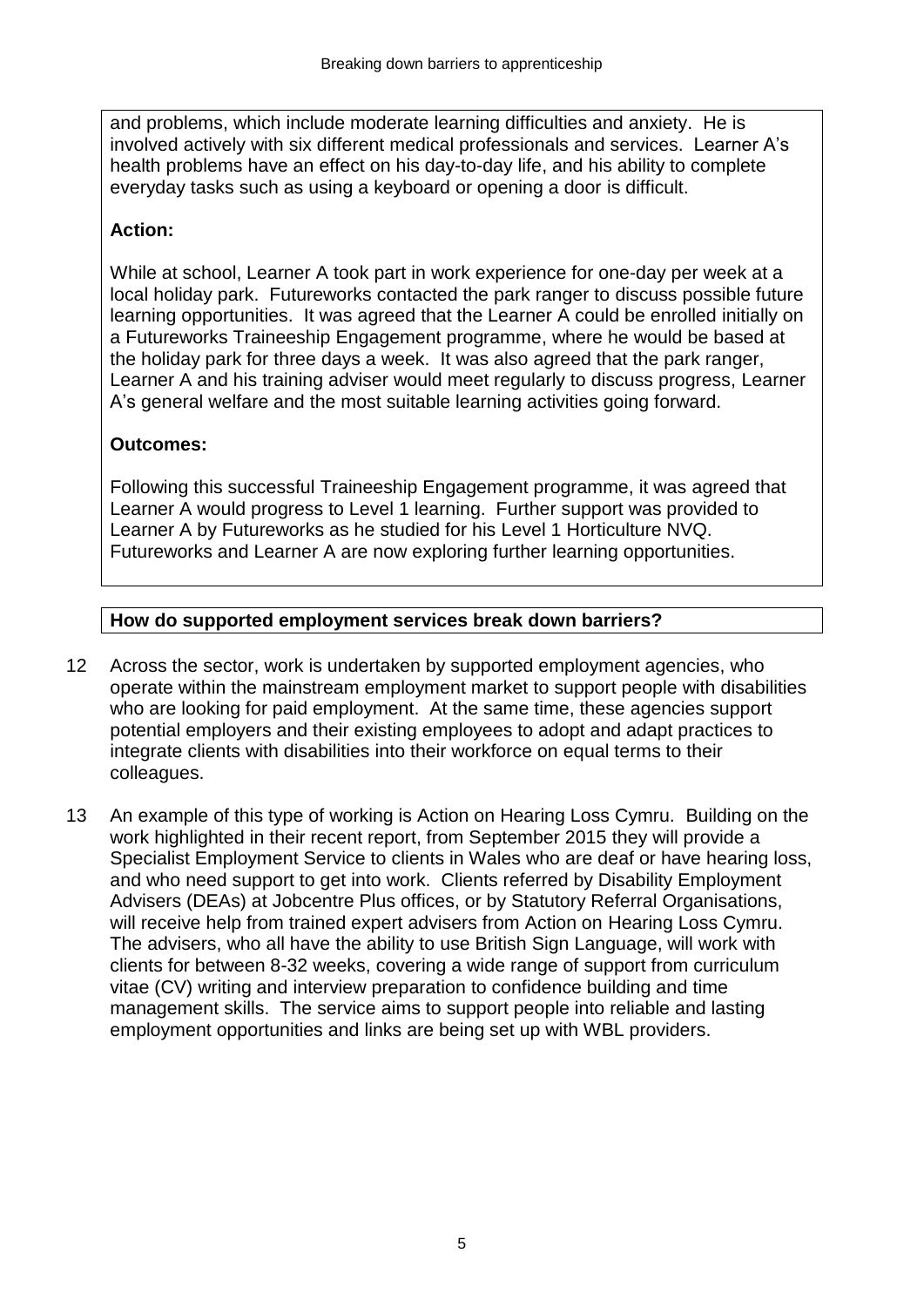and problems, which include moderate learning difficulties and anxiety. He is involved actively with six different medical professionals and services. Learner A's health problems have an effect on his day-to-day life, and his ability to complete everyday tasks such as using a keyboard or opening a door is difficult.

**Action:**

While at school, Learner A took part in work experience for one-day per week at a local holiday park. Futureworks contacted the park ranger to discuss possible future learning opportunities. It was agreed that the Learner A could be enrolled initially on a Futureworks Traineeship Engagement programme, where he would be based at the holiday park for three days a week. It was also agreed that the park ranger, Learner A and his training adviser would meet regularly to discuss progress, Learner A's general welfare and the most suitable learning activities going forward.

**Outcomes:**

Following this successful Traineeship Engagement programme, it was agreed that Learner A would progress to Level 1 learning. Further support was provided to Learner A by Futureworks as he studied for his Level 1 Horticulture NVQ. Futureworks and Learner A are now exploring further learning opportunities.

## How do supported employment services break down barriers?

12 Across the sector, work is undertaken by supported employment agencies, who operate within the mainstream employment market to support people with disabilities who are looking for paid employment. At the same time, these agencies support potential employers and their existing employees to adopt and adapt practices to integrate clients with disabilities into their workforce on equal terms to their colleagues.

13 An example of this type of working is Action on Hearing Loss Cymru. Building on the work highlighted in their recent report, from September 2015 they will provide a Specialist Employment Service to clients in Wales who are deaf or have hearing loss, and who need support to get into work. Clients referred by Disability Employment Advisers (DEAs) at Jobcentre Plus offices, or by Statutory Referral Organisations, will receive help from trained expert advisers from Action on Hearing Loss Cymru. The advisers, who all have the ability to use British Sign Language, will work with clients for between 8-32 weeks, covering a wide range of support from curriculum vitae (CV) writing and interview preparation to confidence building and time management skills. The service aims to support people into reliable and lasting employment opportunities and links are being set up with WBL providers.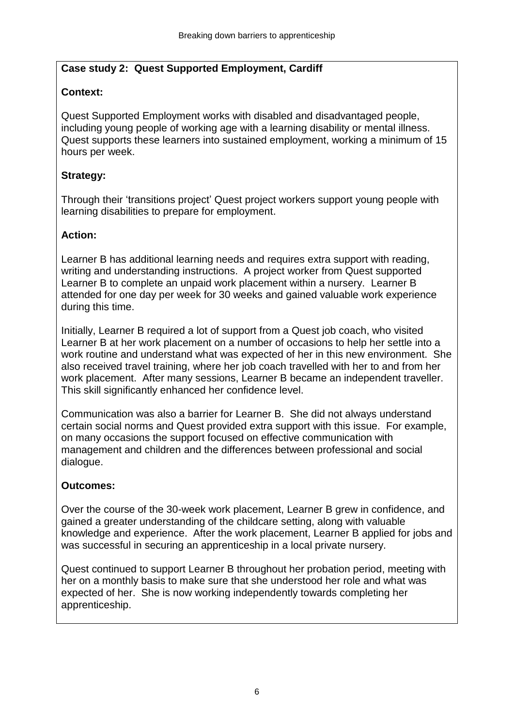**Case study 2: Quest Supported Employment, Cardiff**

**Context:**

Quest Supported Employment works with disabled and disadvantaged people, including young people of working age with a learning disability or mental illness. Quest supports these learners into sustained employment, working a minimum of 15 hours per week.

**Strategy:**

Through their 'transitions project' Quest project workers support young people with learning disabilities to prepare for employment.

**Action:**

Learner B has additional learning needs and requires extra support with reading, writing and understanding instructions. A project worker from Quest supported Learner B to complete an unpaid work placement within a nursery. Learner B attended for one day per week for 30 weeks and gained valuable work experience during this time.

Initially, Learner B required a lot of support from a Quest job coach, who visited Learner B at her work placement on a number of occasions to help her settle into a work routine and understand what was expected of her in this new environment. She also received travel training, where her job coach travelled with her to and from her work placement. After many sessions, Learner B became an independent traveller. This skill significantly enhanced her confidence level.

Communication was also a barrier for Learner B. She did not always understand certain social norms and Quest provided extra support with this issue. For example, on many occasions the support focused on effective communication with management and children and the differences between professional and social dialogue.

**Outcomes:**

Over the course of the 30-week work placement, Learner B grew in confidence, and gained a greater understanding of the childcare setting, along with valuable knowledge and experience. After the work placement, Learner B applied for jobs and was successful in securing an apprenticeship in a local private nursery.

Quest continued to support Learner B throughout her probation period, meeting with her on a monthly basis to make sure that she understood her role and what was expected of her. She is now working independently towards completing her apprenticeship.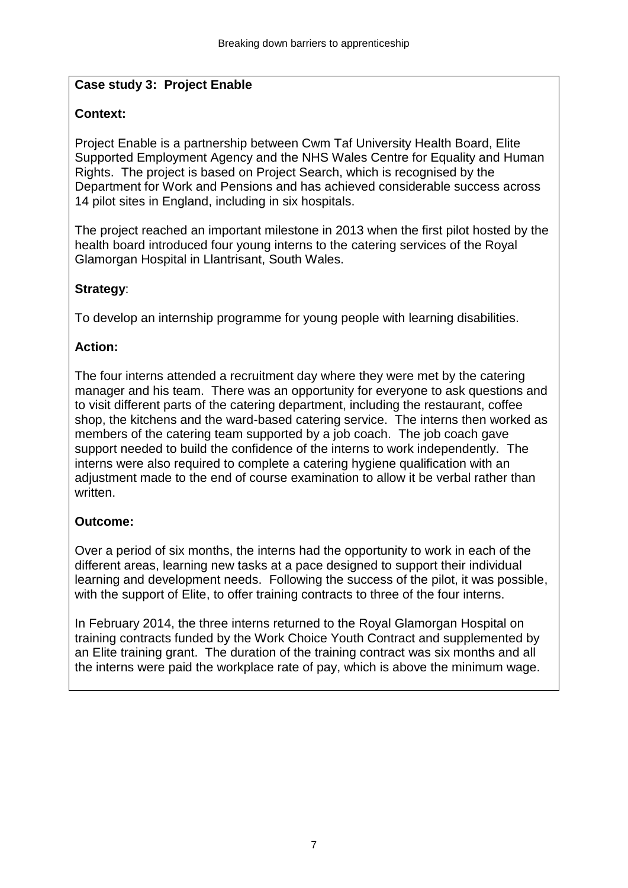**Case study 3: Project Enable**

**Context:**

Project Enable is a partnership between Cwm Taf University Health Board, Elite Supported Employment Agency and the NHS Wales Centre for Equality and Human Rights. The project is based on Project Search, which is recognised by the Department for Work and Pensions and has achieved considerable success across 14 pilot sites in England, including in six hospitals.

The project reached an important milestone in 2013 when the first pilot hosted by the health board introduced four young interns to the catering services of the Royal Glamorgan Hospital in Llantrisant, South Wales.

**Strategy**:

To develop an internship programme for young people with learning disabilities.

**Action:**

The four interns attended a recruitment day where they were met by the catering manager and his team. There was an opportunity for everyone to ask questions and to visit different parts of the catering department, including the restaurant, coffee shop, the kitchens and the ward-based catering service. The interns then worked as members of the catering team supported by a job coach. The job coach gave support needed to build the confidence of the interns to work independently. The interns were also required to complete a catering hygiene qualification with an adjustment made to the end of course examination to allow it be verbal rather than written.

**Outcome:**

Over a period of six months, the interns had the opportunity to work in each of the different areas, learning new tasks at a pace designed to support their individual learning and development needs. Following the success of the pilot, it was possible, with the support of Elite, to offer training contracts to three of the four interns.

In February 2014, the three interns returned to the Royal Glamorgan Hospital on training contracts funded by the Work Choice Youth Contract and supplemented by an Elite training grant. The duration of the training contract was six months and all the interns were paid the workplace rate of pay, which is above the minimum wage.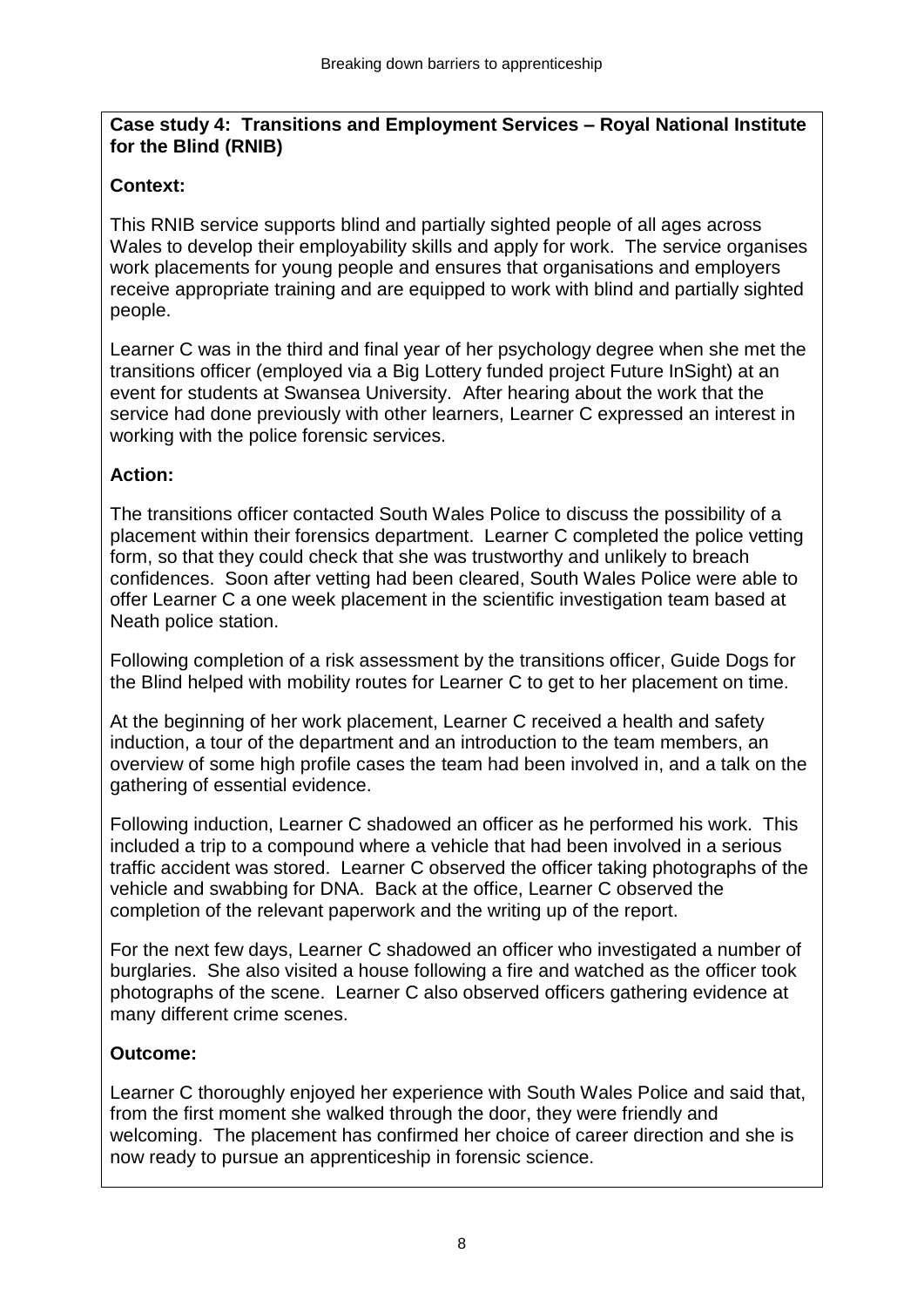**Case study 4: Transitions and Employment Services – Royal National Institute for the Blind (RNIB)**

**Context:**

This RNIB service supports blind and partially sighted people of all ages across Wales to develop their employability skills and apply for work. The service organises work placements for young people and ensures that organisations and employers receive appropriate training and are equipped to work with blind and partially sighted people.

Learner C was in the third and final year of her psychology degree when she met the transitions officer (employed via a Big Lottery funded project Future InSight) at an event for students at Swansea University. After hearing about the work that the service had done previously with other learners, Learner C expressed an interest in working with the police forensic services.

**Action:**

The transitions officer contacted South Wales Police to discuss the possibility of a placement within their forensics department. Learner C completed the police vetting form, so that they could check that she was trustworthy and unlikely to breach confidences. Soon after vetting had been cleared, South Wales Police were able to offer Learner C a one week placement in the scientific investigation team based at Neath police station.

Following completion of a risk assessment by the transitions officer, Guide Dogs for the Blind helped with mobility routes for Learner C to get to her placement on time.

At the beginning of her work placement, Learner C received a health and safety induction, a tour of the department and an introduction to the team members, an overview of some high profile cases the team had been involved in, and a talk on the gathering of essential evidence.

Following induction, Learner C shadowed an officer as he performed his work. This included a trip to a compound where a vehicle that had been involved in a serious traffic accident was stored. Learner C observed the officer taking photographs of the vehicle and swabbing for DNA. Back at the office, Learner C observed the completion of the relevant paperwork and the writing up of the report.

For the next few days, Learner C shadowed an officer who investigated a number of burglaries. She also visited a house following a fire and watched as the officer took photographs of the scene. Learner C also observed officers gathering evidence at many different crime scenes.

**Outcome:**

Learner C thoroughly enjoyed her experience with South Wales Police and said that, from the first moment she walked through the door, they were friendly and welcoming. The placement has confirmed her choice of career direction and she is now ready to pursue an apprenticeship in forensic science.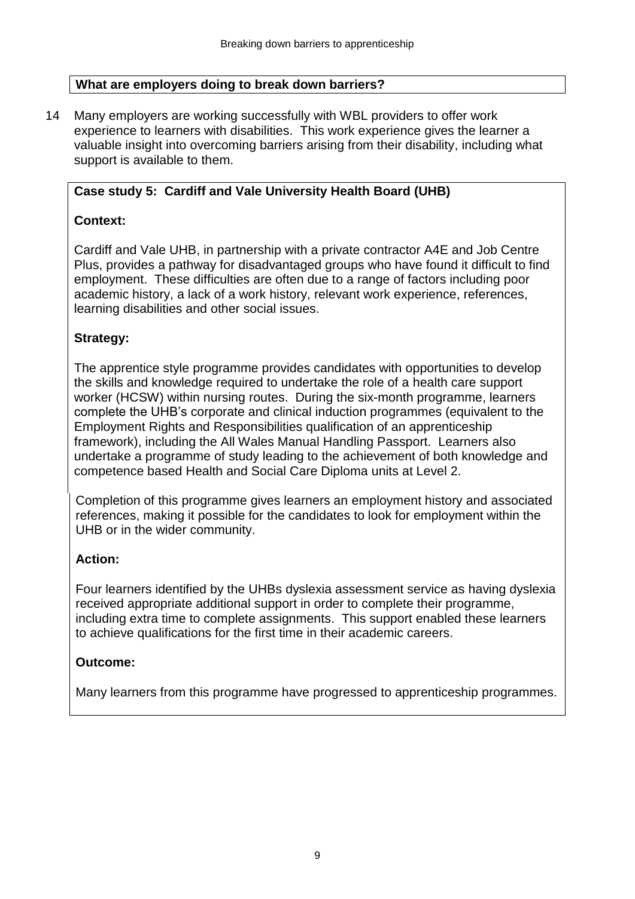## What are employers doing to break down barriers?

14 Many employers are working successfully with WBL providers to offer work experience to learners with disabilities. This work experience gives the learner a valuable insight into overcoming barriers arising from their disability, including what support is available to them.

### Case study 5: Cardiff and Vale University Health Board (UHB)

**Context:**

Cardiff and Vale UHB, in partnership with a private contractor A4E and Job Centre Plus, provides a pathway for disadvantaged groups who have found it difficult to find employment. These difficulties are often due to a range of factors including poor academic history, a lack of a work history, relevant work experience, references, learning disabilities and other social issues.

**Strategy:**

The apprentice style programme provides candidates with opportunities to develop the skills and knowledge required to undertake the role of a health care support worker (HCSW) within nursing routes. During the six-month programme, learners complete the UHB's corporate and clinical induction programmes (equivalent to the Employment Rights and Responsibilities qualification of an apprenticeship framework), including the All Wales Manual Handling Passport. Learners also undertake a programme of study leading to the achievement of both knowledge and competence based Health and Social Care Diploma units at Level 2.

Completion of this programme gives learners an employment history and associated references, making it possible for the candidates to look for employment within the UHB or in the wider community.

**Action:**

Four learners identified by the UHBs dyslexia assessment service as having dyslexia received appropriate additional support in order to complete their programme, including extra time to complete assignments. This support enabled these learners to achieve qualifications for the first time in their academic careers.

**Outcome:**

Many learners from this programme have progressed to apprenticeship programmes.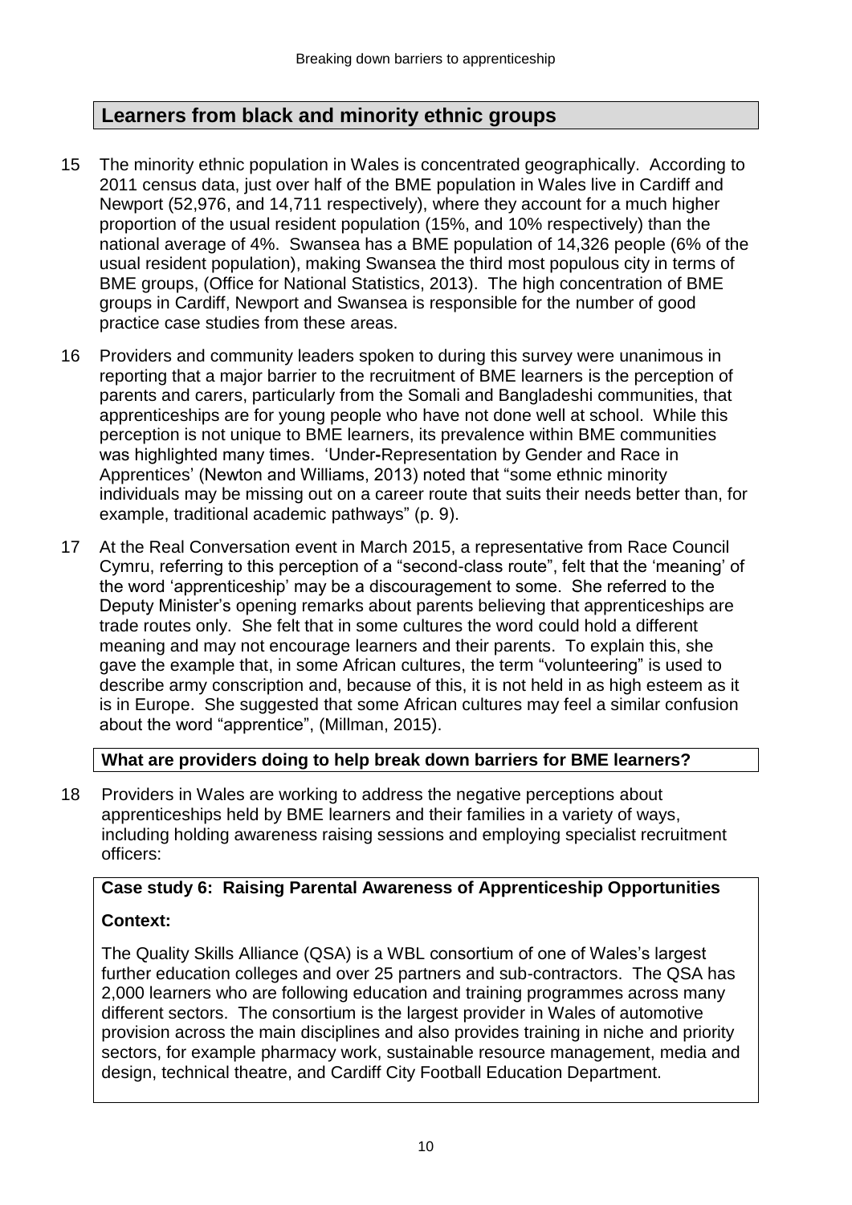## Learners from black and minority ethnic groups

15 The minority ethnic population in Wales is concentrated geographically. According to 2011 census data, just over half of the BME population in Wales live in Cardiff and Newport (52,976, and 14,711 respectively), where they account for a much higher proportion of the usual resident population (15%, and 10% respectively) than the national average of 4%. Swansea has a BME population of 14,326 people (6% of the usual resident population), making Swansea the third most populous city in terms of BME groups, (Office for National Statistics, 2013). The high concentration of BME groups in Cardiff, Newport and Swansea is responsible for the number of good practice case studies from these areas.

16 Providers and community leaders spoken to during this survey were unanimous in reporting that a major barrier to the recruitment of BME learners is the perception of parents and carers, particularly from the Somali and Bangladeshi communities, that apprenticeships are for young people who have not done well at school. While this perception is not unique to BME learners, its prevalence within BME communities was highlighted many times. 'Under-Representation by Gender and Race in Apprentices' (Newton and Williams, 2013) noted that "some ethnic minority individuals may be missing out on a career route that suits their needs better than, for example, traditional academic pathways" (p. 9).

17 At the Real Conversation event in March 2015, a representative from Race Council Cymru, referring to this perception of a "second-class route", felt that the 'meaning' of the word 'apprenticeship' may be a discouragement to some. She referred to the Deputy Minister's opening remarks about parents believing that apprenticeships are trade routes only. She felt that in some cultures the word could hold a different meaning and may not encourage learners and their parents. To explain this, she gave the example that, in some African cultures, the term "volunteering" is used to describe army conscription and, because of this, it is not held in as high esteem as it is in Europe. She suggested that some African cultures may feel a similar confusion about the word "apprentice", (Millman, 2015).

### What are providers doing to help break down barriers for BME learners?

18 Providers in Wales are working to address the negative perceptions about apprenticeships held by BME learners and their families in a variety of ways, including holding awareness raising sessions and employing specialist recruitment officers:

**Case study 6: Raising Parental Awareness of Apprenticeship Opportunities**

**Context:**

The Quality Skills Alliance (QSA) is a WBL consortium of one of Wales's largest further education colleges and over 25 partners and sub-contractors. The QSA has 2,000 learners who are following education and training programmes across many different sectors. The consortium is the largest provider in Wales of automotive provision across the main disciplines and also provides training in niche and priority sectors, for example pharmacy work, sustainable resource management, media and design, technical theatre, and Cardiff City Football Education Department.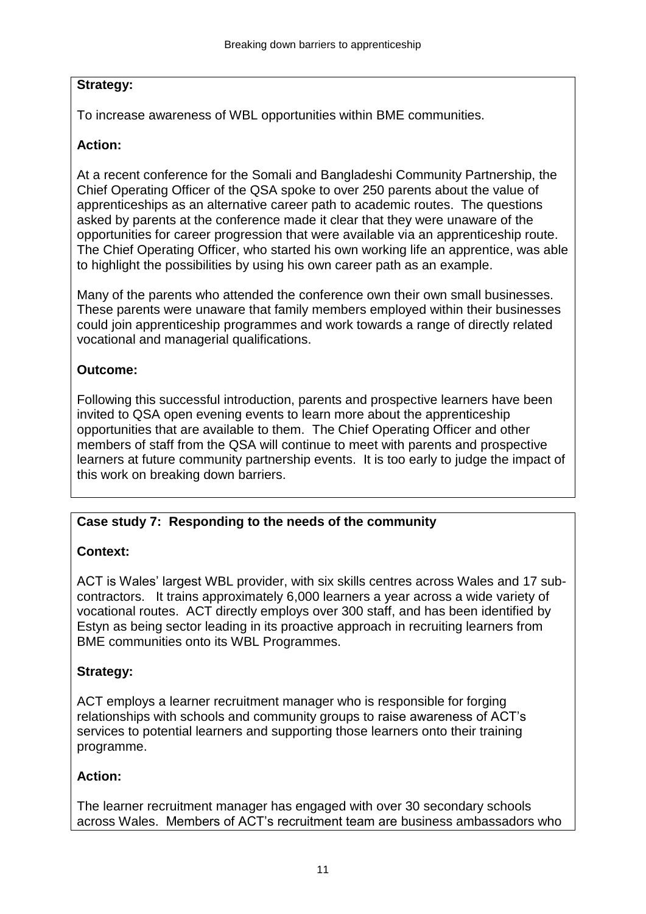**Strategy:**

To increase awareness of WBL opportunities within BME communities.

**Action:**

At a recent conference for the Somali and Bangladeshi Community Partnership, the Chief Operating Officer of the QSA spoke to over 250 parents about the value of apprenticeships as an alternative career path to academic routes. The questions asked by parents at the conference made it clear that they were unaware of the opportunities for career progression that were available via an apprenticeship route. The Chief Operating Officer, who started his own working life an apprentice, was able to highlight the possibilities by using his own career path as an example.

Many of the parents who attended the conference own their own small businesses. These parents were unaware that family members employed within their businesses could join apprenticeship programmes and work towards a range of directly related vocational and managerial qualifications.

**Outcome:**

Following this successful introduction, parents and prospective learners have been invited to QSA open evening events to learn more about the apprenticeship opportunities that are available to them. The Chief Operating Officer and other members of staff from the QSA will continue to meet with parents and prospective learners at future community partnership events. It is too early to judge the impact of this work on breaking down barriers.

**Case study 7: Responding to the needs of the community**

**Context:**

ACT is Wales' largest WBL provider, with six skills centres across Wales and 17 sub-contractors. It trains approximately 6,000 learners a year across a wide variety of vocational routes. ACT directly employs over 300 staff, and has been identified by Estyn as being sector leading in its proactive approach in recruiting learners from BME communities onto its WBL Programmes.

**Strategy:**

ACT employs a learner recruitment manager who is responsible for forging relationships with schools and community groups to raise awareness of ACT's services to potential learners and supporting those learners onto their training programme.

**Action:**

The learner recruitment manager has engaged with over 30 secondary schools across Wales. Members of ACT's recruitment team are business ambassadors who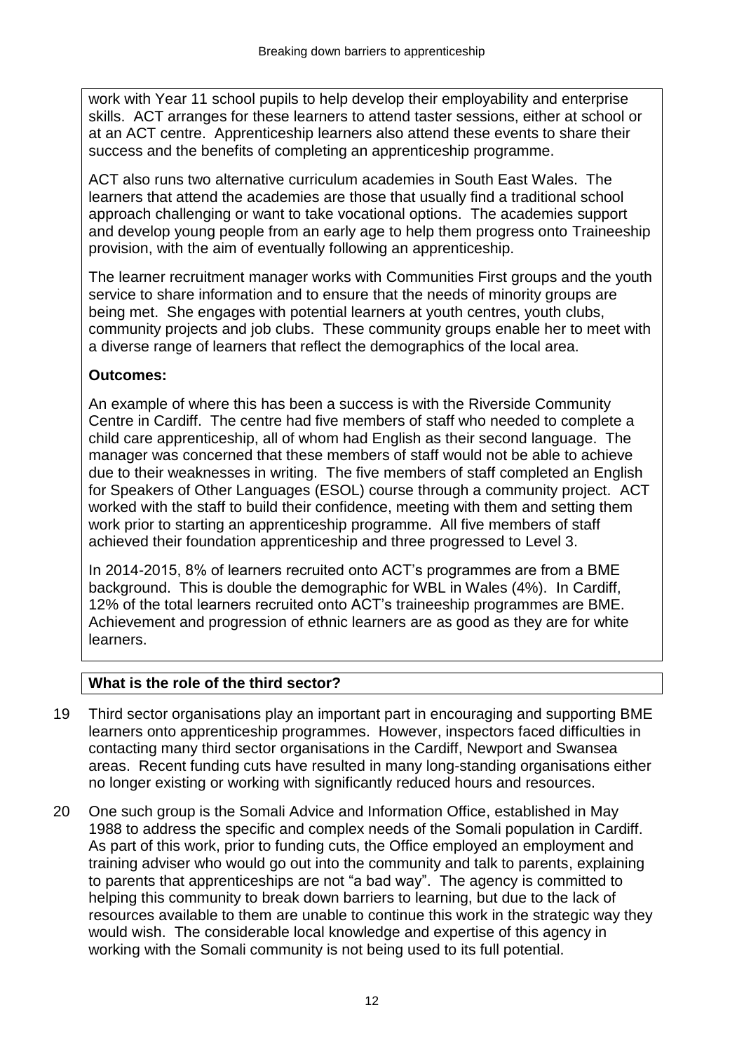work with Year 11 school pupils to help develop their employability and enterprise skills. ACT arranges for these learners to attend taster sessions, either at school or at an ACT centre. Apprenticeship learners also attend these events to share their success and the benefits of completing an apprenticeship programme.

ACT also runs two alternative curriculum academies in South East Wales. The learners that attend the academies are those that usually find a traditional school approach challenging or want to take vocational options. The academies support and develop young people from an early age to help them progress onto Traineeship provision, with the aim of eventually following an apprenticeship.

The learner recruitment manager works with Communities First groups and the youth service to share information and to ensure that the needs of minority groups are being met. She engages with potential learners at youth centres, youth clubs, community projects and job clubs. These community groups enable her to meet with a diverse range of learners that reflect the demographics of the local area.

**Outcomes:**

An example of where this has been a success is with the Riverside Community Centre in Cardiff. The centre had five members of staff who needed to complete a child care apprenticeship, all of whom had English as their second language. The manager was concerned that these members of staff would not be able to achieve due to their weaknesses in writing. The five members of staff completed an English for Speakers of Other Languages (ESOL) course through a community project. ACT worked with the staff to build their confidence, meeting with them and setting them work prior to starting an apprenticeship programme. All five members of staff achieved their foundation apprenticeship and three progressed to Level 3.

In 2014-2015, 8% of learners recruited onto ACT's programmes are from a BME background. This is double the demographic for WBL in Wales (4%). In Cardiff, 12% of the total learners recruited onto ACT's traineeship programmes are BME. Achievement and progression of ethnic learners are as good as they are for white learners.

## What is the role of the third sector?

19 Third sector organisations play an important part in encouraging and supporting BME learners onto apprenticeship programmes. However, inspectors faced difficulties in contacting many third sector organisations in the Cardiff, Newport and Swansea areas. Recent funding cuts have resulted in many long-standing organisations either no longer existing or working with significantly reduced hours and resources.

20 One such group is the Somali Advice and Information Office, established in May 1988 to address the specific and complex needs of the Somali population in Cardiff. As part of this work, prior to funding cuts, the Office employed an employment and training adviser who would go out into the community and talk to parents, explaining to parents that apprenticeships are not "a bad way". The agency is committed to helping this community to break down barriers to learning, but due to the lack of resources available to them are unable to continue this work in the strategic way they would wish. The considerable local knowledge and expertise of this agency in working with the Somali community is not being used to its full potential.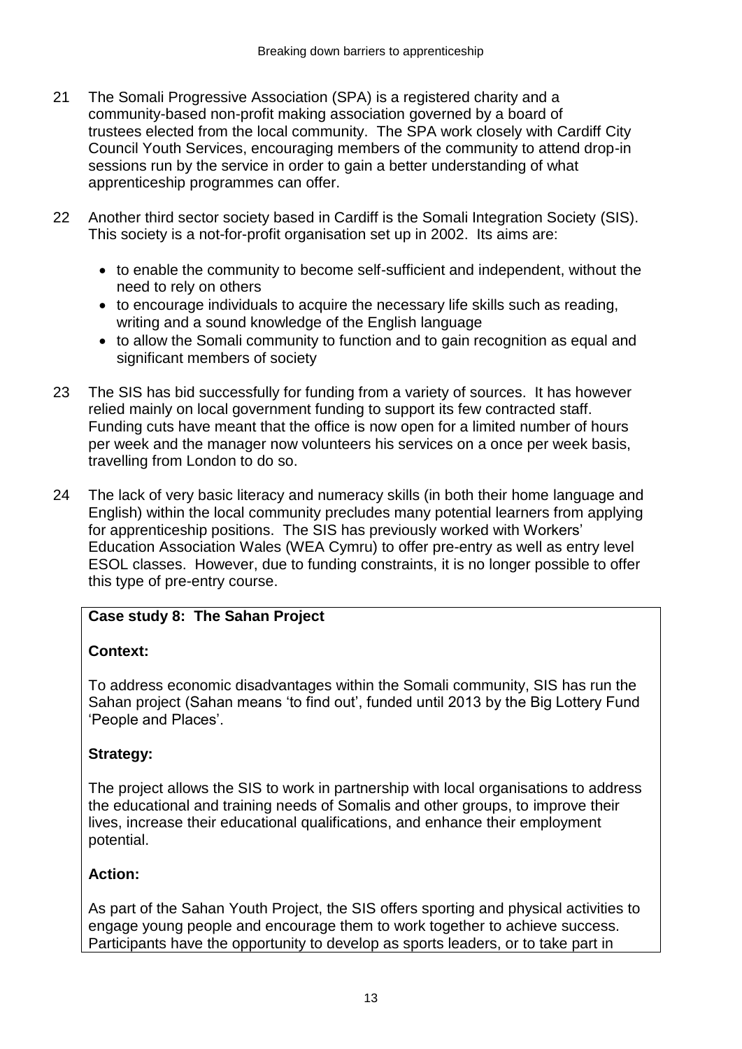21 The Somali Progressive Association (SPA) is a registered charity and a community-based non-profit making association governed by a board of trustees elected from the local community. The SPA work closely with Cardiff City Council Youth Services, encouraging members of the community to attend drop-in sessions run by the service in order to gain a better understanding of what apprenticeship programmes can offer.

22 Another third sector society based in Cardiff is the Somali Integration Society (SIS). This society is a not-for-profit organisation set up in 2002. Its aims are:

- to enable the community to become self-sufficient and independent, without the need to rely on others
- to encourage individuals to acquire the necessary life skills such as reading, writing and a sound knowledge of the English language
- to allow the Somali community to function and to gain recognition as equal and significant members of society

23 The SIS has bid successfully for funding from a variety of sources. It has however relied mainly on local government funding to support its few contracted staff. Funding cuts have meant that the office is now open for a limited number of hours per week and the manager now volunteers his services on a once per week basis, travelling from London to do so.

24 The lack of very basic literacy and numeracy skills (in both their home language and English) within the local community precludes many potential learners from applying for apprenticeship positions. The SIS has previously worked with Workers' Education Association Wales (WEA Cymru) to offer pre-entry as well as entry level ESOL classes. However, due to funding constraints, it is no longer possible to offer this type of pre-entry course.

**Case study 8: The Sahan Project**

**Context:**

To address economic disadvantages within the Somali community, SIS has run the Sahan project (Sahan means 'to find out', funded until 2013 by the Big Lottery Fund 'People and Places'.

**Strategy:**

The project allows the SIS to work in partnership with local organisations to address the educational and training needs of Somalis and other groups, to improve their lives, increase their educational qualifications, and enhance their employment potential.

**Action:**

As part of the Sahan Youth Project, the SIS offers sporting and physical activities to engage young people and encourage them to work together to achieve success. Participants have the opportunity to develop as sports leaders, or to take part in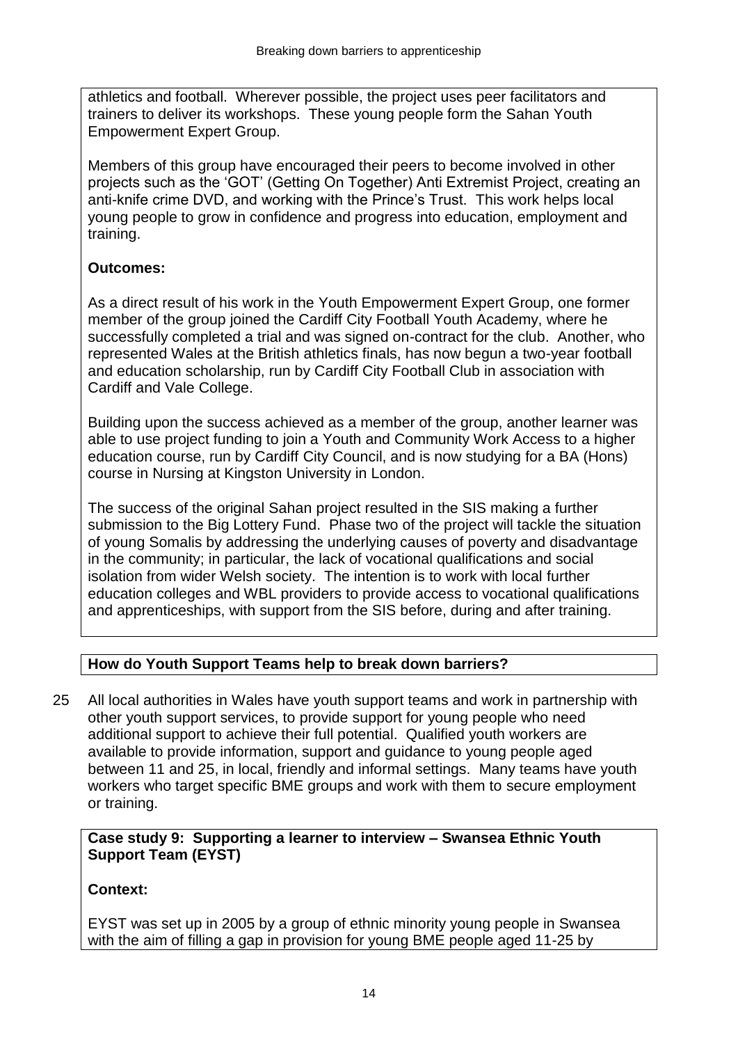athletics and football. Wherever possible, the project uses peer facilitators and trainers to deliver its workshops. These young people form the Sahan Youth Empowerment Expert Group.

Members of this group have encouraged their peers to become involved in other projects such as the 'GOT' (Getting On Together) Anti Extremist Project, creating an anti-knife crime DVD, and working with the Prince's Trust. This work helps local young people to grow in confidence and progress into education, employment and training.

**Outcomes:**

As a direct result of his work in the Youth Empowerment Expert Group, one former member of the group joined the Cardiff City Football Youth Academy, where he successfully completed a trial and was signed on-contract for the club. Another, who represented Wales at the British athletics finals, has now begun a two-year football and education scholarship, run by Cardiff City Football Club in association with Cardiff and Vale College.

Building upon the success achieved as a member of the group, another learner was able to use project funding to join a Youth and Community Work Access to a higher education course, run by Cardiff City Council, and is now studying for a BA (Hons) course in Nursing at Kingston University in London.

The success of the original Sahan project resulted in the SIS making a further submission to the Big Lottery Fund. Phase two of the project will tackle the situation of young Somalis by addressing the underlying causes of poverty and disadvantage in the community; in particular, the lack of vocational qualifications and social isolation from wider Welsh society. The intention is to work with local further education colleges and WBL providers to provide access to vocational qualifications and apprenticeships, with support from the SIS before, during and after training.

## How do Youth Support Teams help to break down barriers?

25 All local authorities in Wales have youth support teams and work in partnership with other youth support services, to provide support for young people who need additional support to achieve their full potential. Qualified youth workers are available to provide information, support and guidance to young people aged between 11 and 25, in local, friendly and informal settings. Many teams have youth workers who target specific BME groups and work with them to secure employment or training.

**Case study 9: Supporting a learner to interview – Swansea Ethnic Youth Support Team (EYST)**

**Context:**

EYST was set up in 2005 by a group of ethnic minority young people in Swansea with the aim of filling a gap in provision for young BME people aged 11-25 by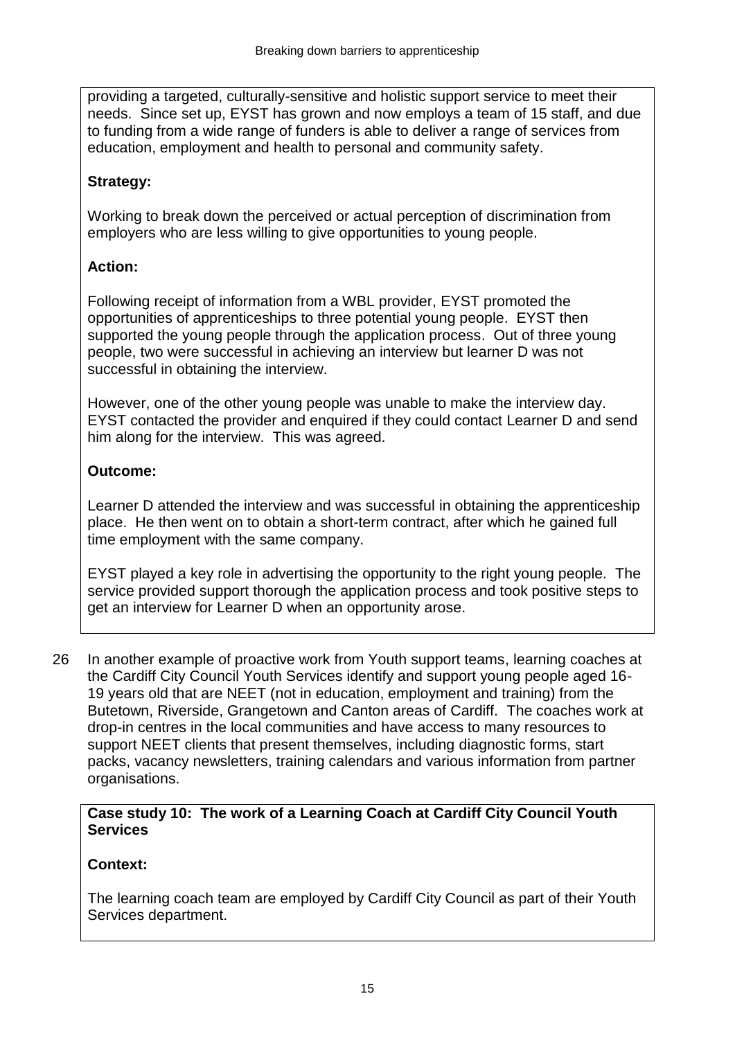providing a targeted, culturally-sensitive and holistic support service to meet their needs. Since set up, EYST has grown and now employs a team of 15 staff, and due to funding from a wide range of funders is able to deliver a range of services from education, employment and health to personal and community safety.

**Strategy:**

Working to break down the perceived or actual perception of discrimination from employers who are less willing to give opportunities to young people.

**Action:**

Following receipt of information from a WBL provider, EYST promoted the opportunities of apprenticeships to three potential young people. EYST then supported the young people through the application process. Out of three young people, two were successful in achieving an interview but learner D was not successful in obtaining the interview.

However, one of the other young people was unable to make the interview day. EYST contacted the provider and enquired if they could contact Learner D and send him along for the interview. This was agreed.

**Outcome:**

Learner D attended the interview and was successful in obtaining the apprenticeship place. He then went on to obtain a short-term contract, after which he gained full time employment with the same company.

EYST played a key role in advertising the opportunity to the right young people. The service provided support thorough the application process and took positive steps to get an interview for Learner D when an opportunity arose.

26 In another example of proactive work from Youth support teams, learning coaches at the Cardiff City Council Youth Services identify and support young people aged 16-19 years old that are NEET (not in education, employment and training) from the Butetown, Riverside, Grangetown and Canton areas of Cardiff. The coaches work at drop-in centres in the local communities and have access to many resources to support NEET clients that present themselves, including diagnostic forms, start packs, vacancy newsletters, training calendars and various information from partner organisations.

**Case study 10: The work of a Learning Coach at Cardiff City Council Youth Services**

**Context:**

The learning coach team are employed by Cardiff City Council as part of their Youth Services department.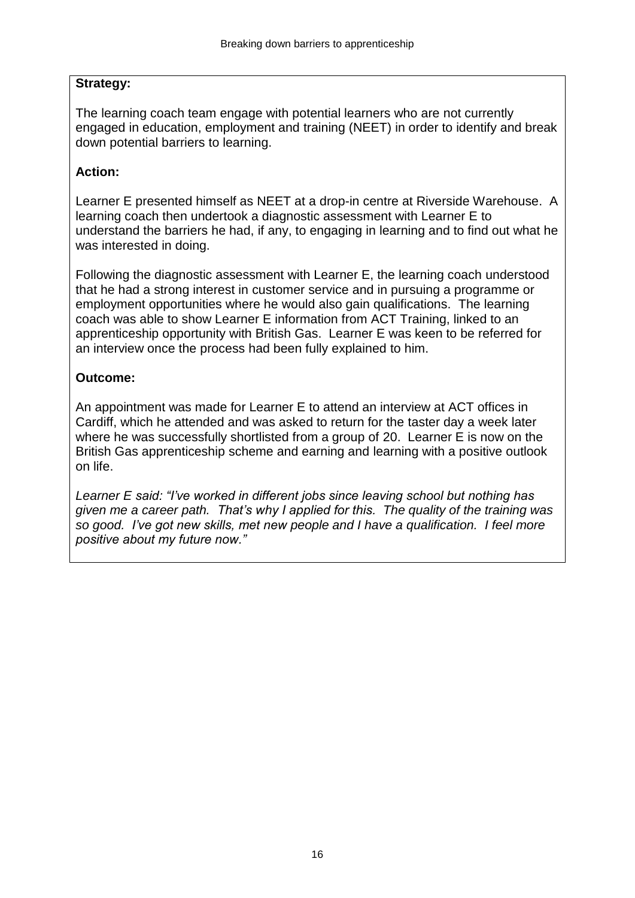**Strategy:**

The learning coach team engage with potential learners who are not currently engaged in education, employment and training (NEET) in order to identify and break down potential barriers to learning.

**Action:**

Learner E presented himself as NEET at a drop-in centre at Riverside Warehouse. A learning coach then undertook a diagnostic assessment with Learner E to understand the barriers he had, if any, to engaging in learning and to find out what he was interested in doing.

Following the diagnostic assessment with Learner E, the learning coach understood that he had a strong interest in customer service and in pursuing a programme or employment opportunities where he would also gain qualifications. The learning coach was able to show Learner E information from ACT Training, linked to an apprenticeship opportunity with British Gas. Learner E was keen to be referred for an interview once the process had been fully explained to him.

**Outcome:**

An appointment was made for Learner E to attend an interview at ACT offices in Cardiff, which he attended and was asked to return for the taster day a week later where he was successfully shortlisted from a group of 20. Learner E is now on the British Gas apprenticeship scheme and earning and learning with a positive outlook on life.

*Learner E said: "I've worked in different jobs since leaving school but nothing has given me a career path. That's why I applied for this. The quality of the training was so good. I've got new skills, met new people and I have a qualification. I feel more positive about my future now."*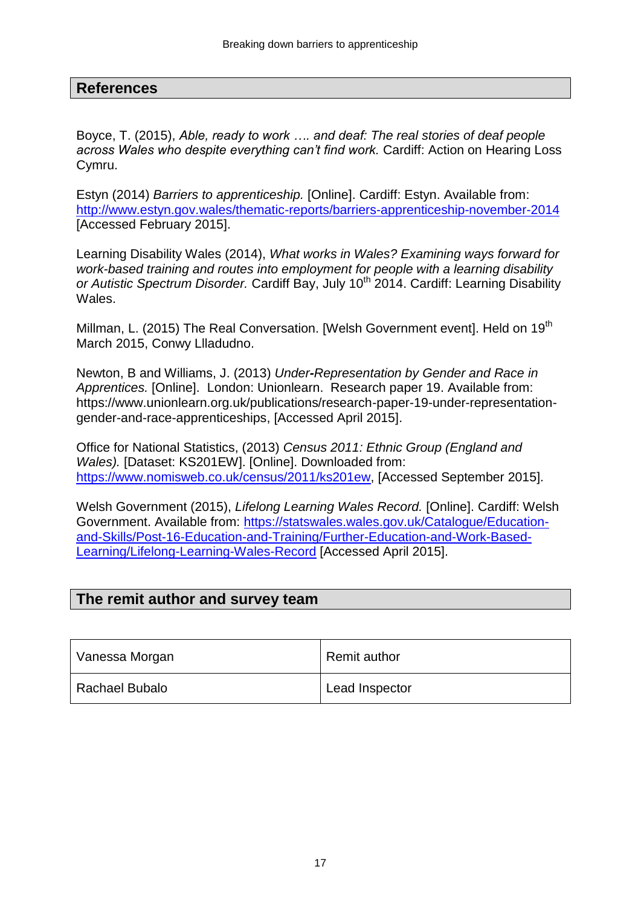## References

Boyce, T. (2015), *Able, ready to work …. and deaf: The real stories of deaf people across Wales who despite everything can't find work.* Cardiff: Action on Hearing Loss Cymru.

Estyn (2014) *Barriers to apprenticeship.* [Online]. Cardiff: Estyn. Available from: http://www.estyn.gov.wales/thematic-reports/barriers-apprenticeship-november-2014 [Accessed February 2015].

Learning Disability Wales (2014), *What works in Wales? Examining ways forward for work-based training and routes into employment for people with a learning disability or Autistic Spectrum Disorder.* Cardiff Bay, July 10th 2014. Cardiff: Learning Disability Wales.

Millman, L. (2015) The Real Conversation. [Welsh Government event]. Held on 19th March 2015, Conwy Llladudno.

Newton, B and Williams, J. (2013) *Under-Representation by Gender and Race in Apprentices.* [Online]. London: Unionlearn. Research paper 19. Available from: https://www.unionlearn.org.uk/publications/research-paper-19-under-representation-gender-and-race-apprenticeships, [Accessed April 2015].

Office for National Statistics, (2013) *Census 2011: Ethnic Group (England and Wales).* [Dataset: KS201EW]. [Online]. Downloaded from: https://www.nomisweb.co.uk/census/2011/ks201ew, [Accessed September 2015].

Welsh Government (2015), *Lifelong Learning Wales Record.* [Online]. Cardiff: Welsh Government. Available from: https://statswales.wales.gov.uk/Catalogue/Education-and-Skills/Post-16-Education-and-Training/Further-Education-and-Work-Based-Learning/Lifelong-Learning-Wales-Record [Accessed April 2015].

## The remit author and survey team

| | |
|---|---|
| Vanessa Morgan | Remit author |
| Rachael Bubalo | Lead Inspector |